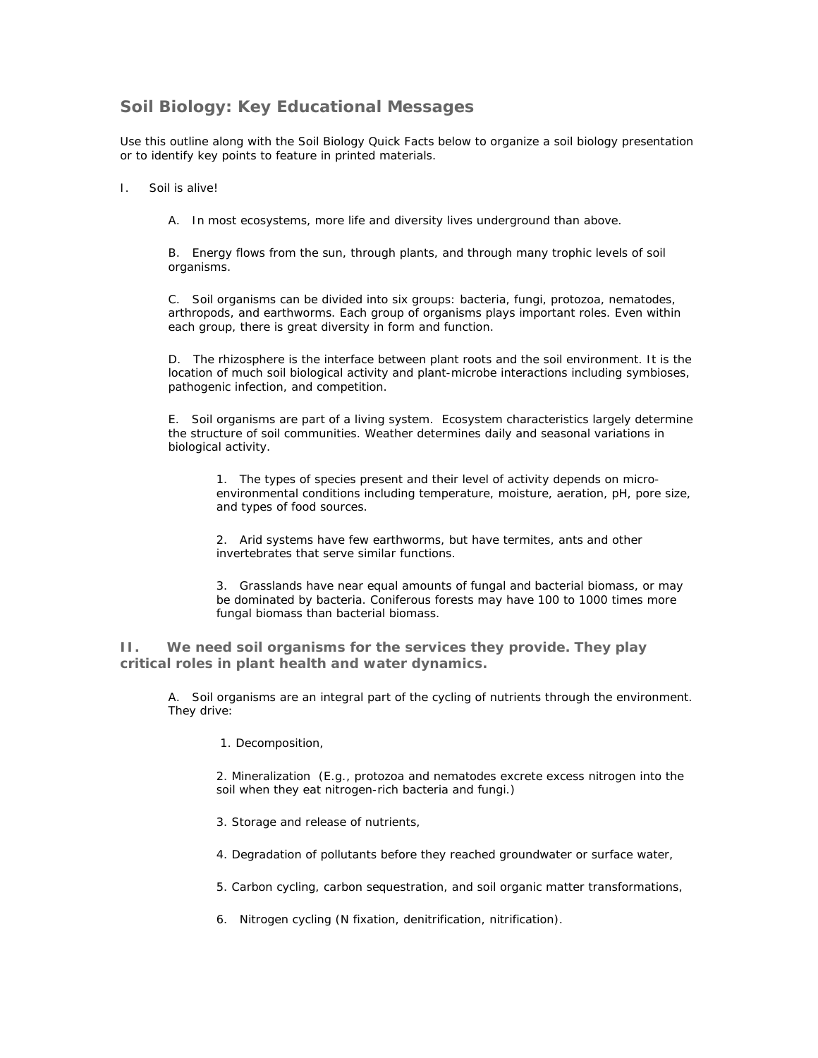# Soil Biology: Key Educational Messages

Use this outline along with the Soil Biology Quick Facts below to organize a soil biology presentation or to identify key points to feature in printed materials.

I. Soil is alive!

A. In most ecosystems, more life and diversity lives underground than above.

B. Energy flows from the sun, through plants, and through many trophic levels of soil organisms.

C. Soil organisms can be divided into six groups: bacteria, fungi, protozoa, nematodes, arthropods, and earthworms. Each group of organisms plays important roles. Even within each group, there is great diversity in form and function.

D. The rhizosphere is the interface between plant roots and the soil environment. It is the location of much soil biological activity and plant-microbe interactions including symbioses, pathogenic infection, and competition.

E. Soil organisms are part of a living system. Ecosystem characteristics largely determine the structure of soil communities. Weather determines daily and seasonal variations in biological activity.

1. The types of species present and their level of activity depends on micro-environmental conditions including temperature, moisture, aeration, pH, pore size, and types of food sources.

2. Arid systems have few earthworms, but have termites, ants and other invertebrates that serve similar functions.

3. Grasslands have near equal amounts of fungal and bacterial biomass, or may be dominated by bacteria. Coniferous forests may have 100 to 1000 times more fungal biomass than bacterial biomass.

## II. We need soil organisms for the services they provide. They play critical roles in plant health and water dynamics.

A. Soil organisms are an integral part of the cycling of nutrients through the environment. They drive:

1. Decomposition,

2. Mineralization (E.g., protozoa and nematodes excrete excess nitrogen into the soil when they eat nitrogen-rich bacteria and fungi.)

3. Storage and release of nutrients,

4. Degradation of pollutants before they reached groundwater or surface water,

5. Carbon cycling, carbon sequestration, and soil organic matter transformations,

6. Nitrogen cycling (N fixation, denitrification, nitrification).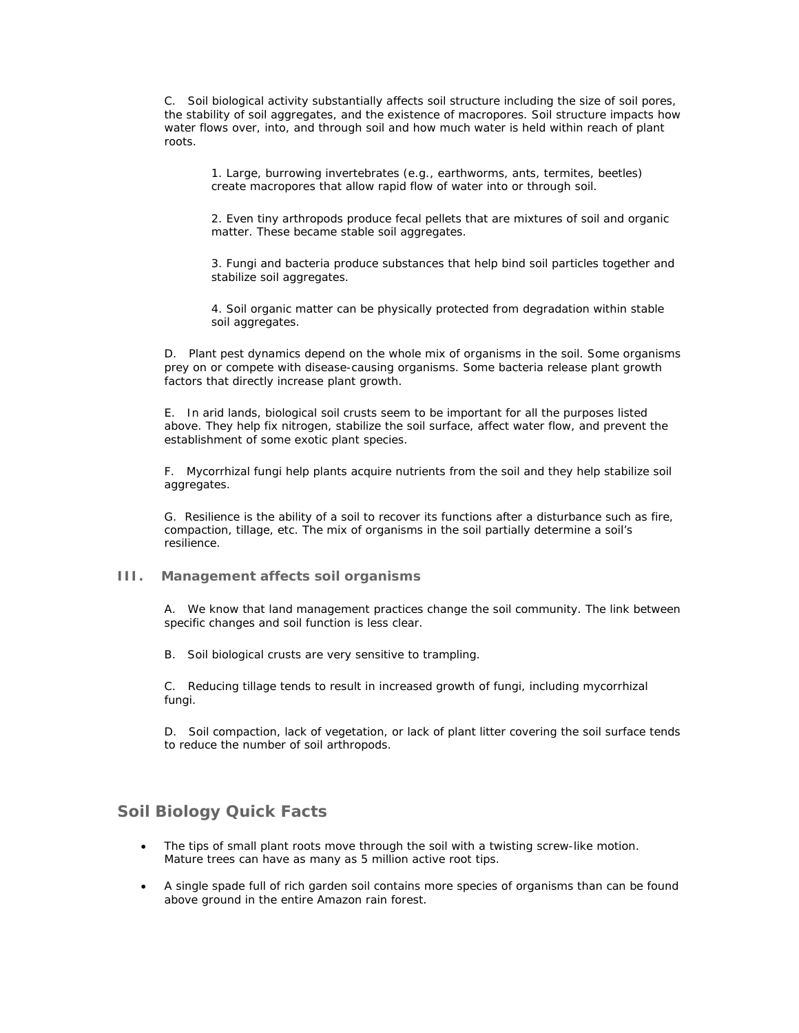C. Soil biological activity substantially affects soil structure including the size of soil pores, the stability of soil aggregates, and the existence of macropores. Soil structure impacts how water flows over, into, and through soil and how much water is held within reach of plant roots.

1. Large, burrowing invertebrates (e.g., earthworms, ants, termites, beetles) create macropores that allow rapid flow of water into or through soil.

2. Even tiny arthropods produce fecal pellets that are mixtures of soil and organic matter. These became stable soil aggregates.

3. Fungi and bacteria produce substances that help bind soil particles together and stabilize soil aggregates.

4. Soil organic matter can be physically protected from degradation within stable soil aggregates.

D. Plant pest dynamics depend on the whole mix of organisms in the soil. Some organisms prey on or compete with disease-causing organisms. Some bacteria release plant growth factors that directly increase plant growth.

E. In arid lands, biological soil crusts seem to be important for all the purposes listed above. They help fix nitrogen, stabilize the soil surface, affect water flow, and prevent the establishment of some exotic plant species.

F. Mycorrhizal fungi help plants acquire nutrients from the soil and they help stabilize soil aggregates.

G. Resilience is the ability of a soil to recover its functions after a disturbance such as fire, compaction, tillage, etc. The mix of organisms in the soil partially determine a soil's resilience.

### III. Management affects soil organisms

A. We know that land management practices change the soil community. The link between specific changes and soil function is less clear.

B. Soil biological crusts are very sensitive to trampling.

C. Reducing tillage tends to result in increased growth of fungi, including mycorrhizal fungi.

D. Soil compaction, lack of vegetation, or lack of plant litter covering the soil surface tends to reduce the number of soil arthropods.

## Soil Biology Quick Facts

- The tips of small plant roots move through the soil with a twisting screw-like motion. Mature trees can have as many as 5 million active root tips.
- A single spade full of rich garden soil contains more species of organisms than can be found above ground in the entire Amazon rain forest.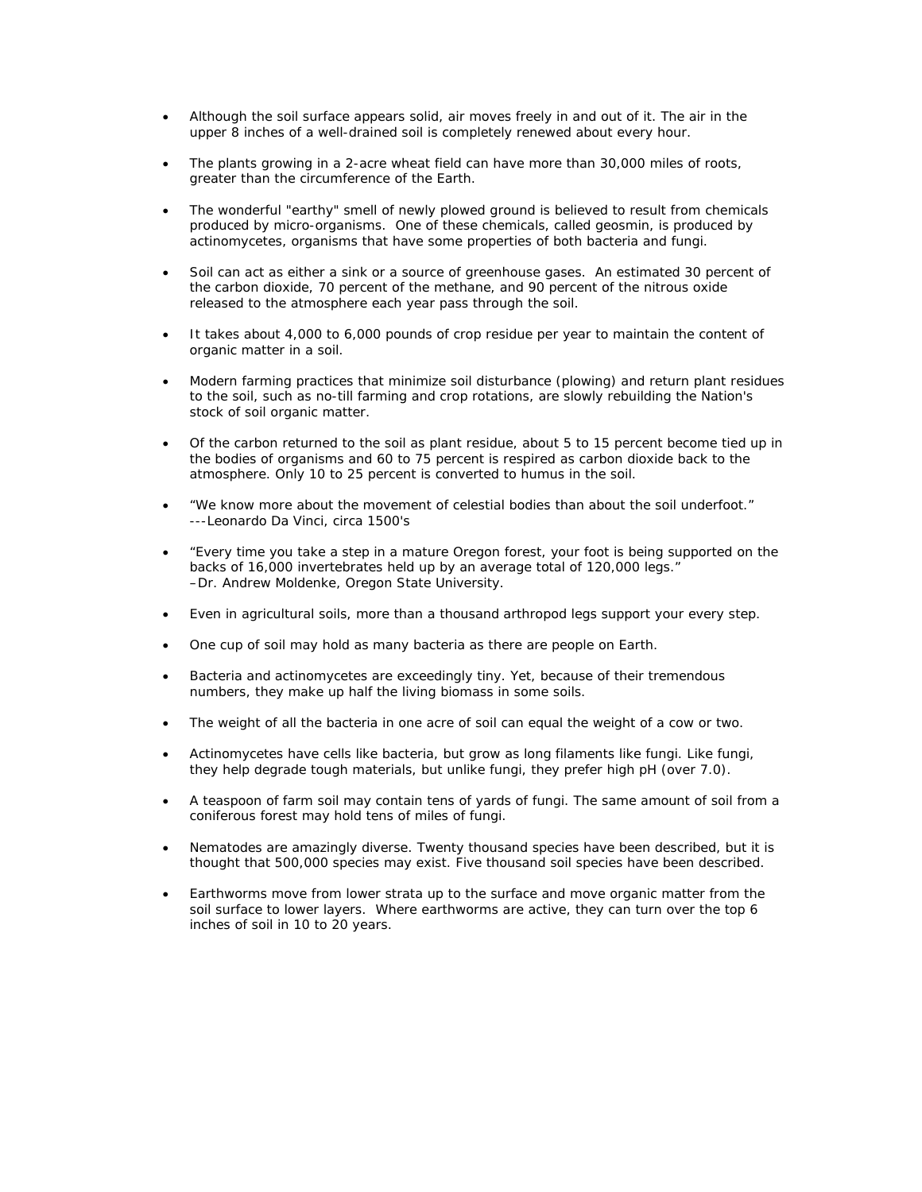- Although the soil surface appears solid, air moves freely in and out of it. The air in the upper 8 inches of a well-drained soil is completely renewed about every hour.

- The plants growing in a 2-acre wheat field can have more than 30,000 miles of roots, greater than the circumference of the Earth.

- The wonderful "earthy" smell of newly plowed ground is believed to result from chemicals produced by micro-organisms. One of these chemicals, called geosmin, is produced by actinomycetes, organisms that have some properties of both bacteria and fungi.

- Soil can act as either a sink or a source of greenhouse gases. An estimated 30 percent of the carbon dioxide, 70 percent of the methane, and 90 percent of the nitrous oxide released to the atmosphere each year pass through the soil.

- It takes about 4,000 to 6,000 pounds of crop residue per year to maintain the content of organic matter in a soil.

- Modern farming practices that minimize soil disturbance (plowing) and return plant residues to the soil, such as no-till farming and crop rotations, are slowly rebuilding the Nation's stock of soil organic matter.

- Of the carbon returned to the soil as plant residue, about 5 to 15 percent become tied up in the bodies of organisms and 60 to 75 percent is respired as carbon dioxide back to the atmosphere. Only 10 to 25 percent is converted to humus in the soil.

- "We know more about the movement of celestial bodies than about the soil underfoot."
  ---Leonardo Da Vinci, circa 1500's

- "Every time you take a step in a mature Oregon forest, your foot is being supported on the backs of 16,000 invertebrates held up by an average total of 120,000 legs."
  –Dr. Andrew Moldenke, Oregon State University.

- Even in agricultural soils, more than a thousand arthropod legs support your every step.

- One cup of soil may hold as many bacteria as there are people on Earth.

- Bacteria and actinomycetes are exceedingly tiny. Yet, because of their tremendous numbers, they make up half the living biomass in some soils.

- The weight of all the bacteria in one acre of soil can equal the weight of a cow or two.

- Actinomycetes have cells like bacteria, but grow as long filaments like fungi. Like fungi, they help degrade tough materials, but unlike fungi, they prefer high pH (over 7.0).

- A teaspoon of farm soil may contain tens of yards of fungi. The same amount of soil from a coniferous forest may hold tens of miles of fungi.

- Nematodes are amazingly diverse. Twenty thousand species have been described, but it is thought that 500,000 species may exist. Five thousand soil species have been described.

- Earthworms move from lower strata up to the surface and move organic matter from the soil surface to lower layers. Where earthworms are active, they can turn over the top 6 inches of soil in 10 to 20 years.